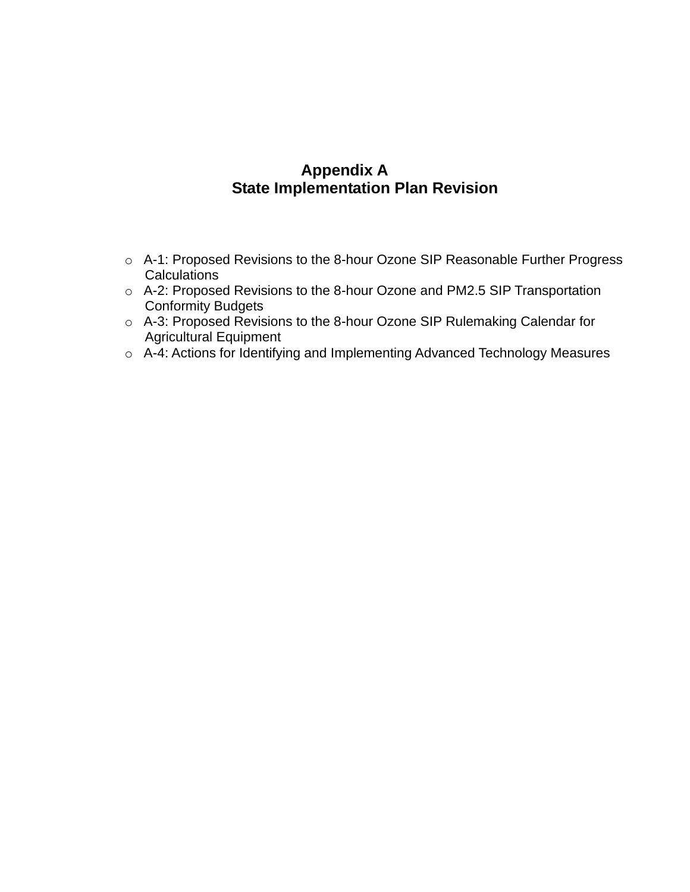# Appendix A
## State Implementation Plan Revision

- A-1: Proposed Revisions to the 8-hour Ozone SIP Reasonable Further Progress Calculations
- A-2: Proposed Revisions to the 8-hour Ozone and PM2.5 SIP Transportation Conformity Budgets
- A-3: Proposed Revisions to the 8-hour Ozone SIP Rulemaking Calendar for Agricultural Equipment
- A-4: Actions for Identifying and Implementing Advanced Technology Measures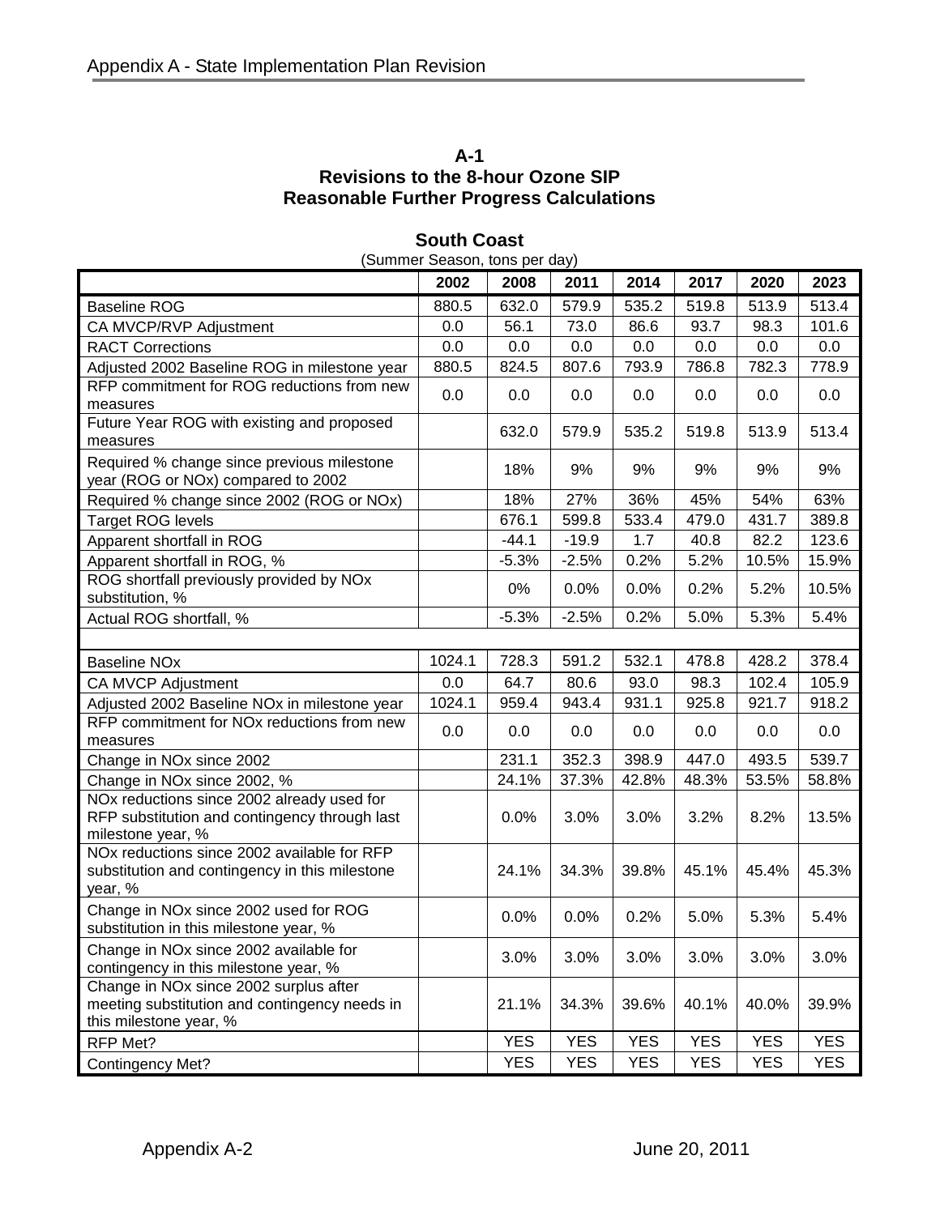### A-1
### Revisions to the 8-hour Ozone SIP
### Reasonable Further Progress Calculations

**South Coast**

(Summer Season, tons per day)

| | 2002 | 2008 | 2011 | 2014 | 2017 | 2020 | 2023 |
|---|---|---|---|---|---|---|---|
| Baseline ROG | 880.5 | 632.0 | 579.9 | 535.2 | 519.8 | 513.9 | 513.4 |
| CA MVCP/RVP Adjustment | 0.0 | 56.1 | 73.0 | 86.6 | 93.7 | 98.3 | 101.6 |
| RACT Corrections | 0.0 | 0.0 | 0.0 | 0.0 | 0.0 | 0.0 | 0.0 |
| Adjusted 2002 Baseline ROG in milestone year | 880.5 | 824.5 | 807.6 | 793.9 | 786.8 | 782.3 | 778.9 |
| RFP commitment for ROG reductions from new measures | 0.0 | 0.0 | 0.0 | 0.0 | 0.0 | 0.0 | 0.0 |
| Future Year ROG with existing and proposed measures | | 632.0 | 579.9 | 535.2 | 519.8 | 513.9 | 513.4 |
| Required % change since previous milestone year (ROG or NOx) compared to 2002 | | 18% | 9% | 9% | 9% | 9% | 9% |
| Required % change since 2002 (ROG or NOx) | | 18% | 27% | 36% | 45% | 54% | 63% |
| Target ROG levels | | 676.1 | 599.8 | 533.4 | 479.0 | 431.7 | 389.8 |
| Apparent shortfall in ROG | | -44.1 | -19.9 | 1.7 | 40.8 | 82.2 | 123.6 |
| Apparent shortfall in ROG, % | | -5.3% | -2.5% | 0.2% | 5.2% | 10.5% | 15.9% |
| ROG shortfall previously provided by NOx substitution, % | | 0% | 0.0% | 0.0% | 0.2% | 5.2% | 10.5% |
| Actual ROG shortfall, % | | -5.3% | -2.5% | 0.2% | 5.0% | 5.3% | 5.4% |
| | | | | | | | |
| Baseline NOx | 1024.1 | 728.3 | 591.2 | 532.1 | 478.8 | 428.2 | 378.4 |
| CA MVCP Adjustment | 0.0 | 64.7 | 80.6 | 93.0 | 98.3 | 102.4 | 105.9 |
| Adjusted 2002 Baseline NOx in milestone year | 1024.1 | 959.4 | 943.4 | 931.1 | 925.8 | 921.7 | 918.2 |
| RFP commitment for NOx reductions from new measures | 0.0 | 0.0 | 0.0 | 0.0 | 0.0 | 0.0 | 0.0 |
| Change in NOx since 2002 | | 231.1 | 352.3 | 398.9 | 447.0 | 493.5 | 539.7 |
| Change in NOx since 2002, % | | 24.1% | 37.3% | 42.8% | 48.3% | 53.5% | 58.8% |
| NOx reductions since 2002 already used for RFP substitution and contingency through last milestone year, % | | 0.0% | 3.0% | 3.0% | 3.2% | 8.2% | 13.5% |
| NOx reductions since 2002 available for RFP substitution and contingency in this milestone year, % | | 24.1% | 34.3% | 39.8% | 45.1% | 45.4% | 45.3% |
| Change in NOx since 2002 used for ROG substitution in this milestone year, % | | 0.0% | 0.0% | 0.2% | 5.0% | 5.3% | 5.4% |
| Change in NOx since 2002 available for contingency in this milestone year, % | | 3.0% | 3.0% | 3.0% | 3.0% | 3.0% | 3.0% |
| Change in NOx since 2002 surplus after meeting substitution and contingency needs in this milestone year, % | | 21.1% | 34.3% | 39.6% | 40.1% | 40.0% | 39.9% |
| RFP Met? | | YES | YES | YES | YES | YES | YES |
| Contingency Met? | | YES | YES | YES | YES | YES | YES |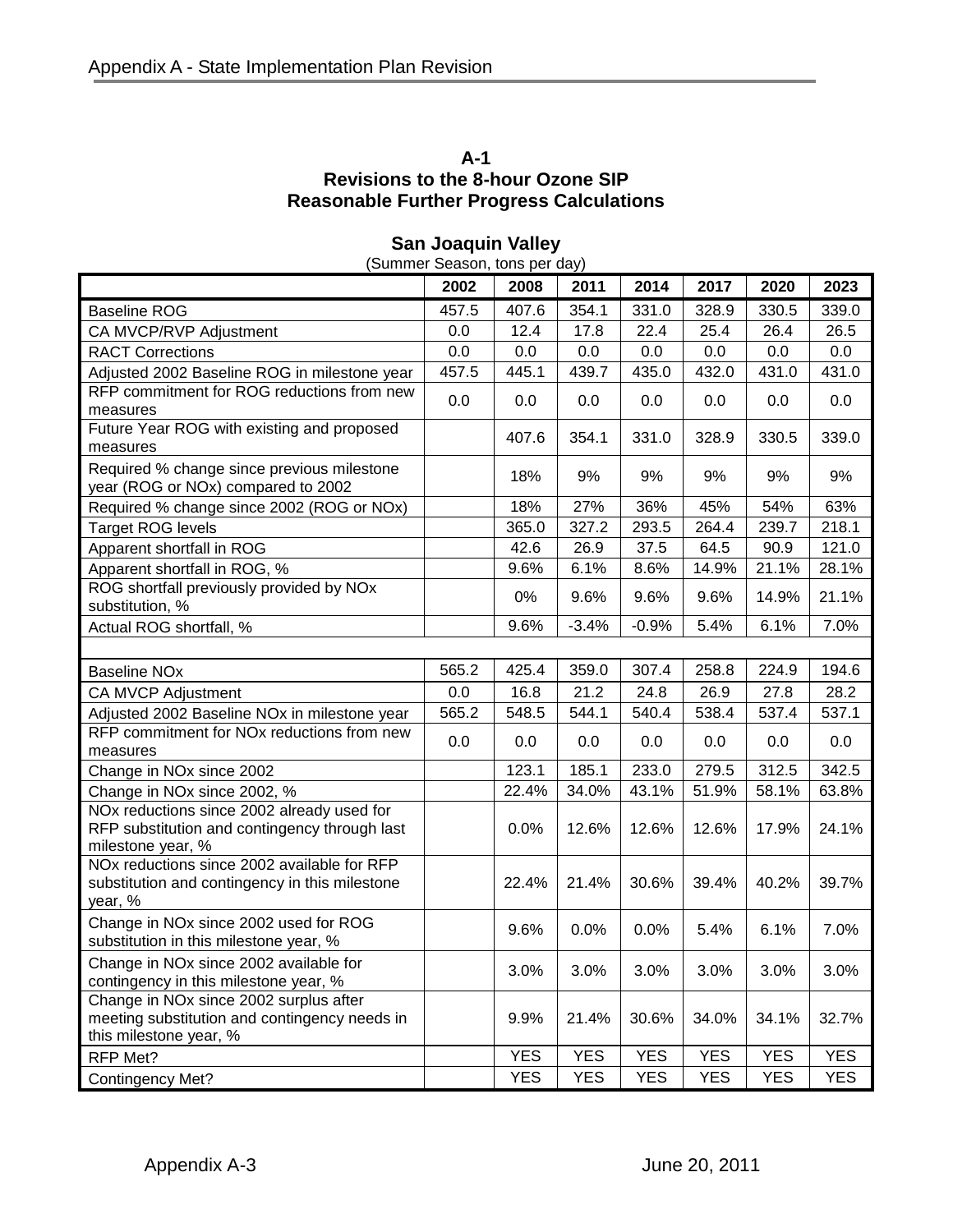**A-1**
**Revisions to the 8-hour Ozone SIP**
**Reasonable Further Progress Calculations**

**San Joaquin Valley**
(Summer Season, tons per day)

| | 2002 | 2008 | 2011 | 2014 | 2017 | 2020 | 2023 |
|---|---|---|---|---|---|---|---|
| Baseline ROG | 457.5 | 407.6 | 354.1 | 331.0 | 328.9 | 330.5 | 339.0 |
| CA MVCP/RVP Adjustment | 0.0 | 12.4 | 17.8 | 22.4 | 25.4 | 26.4 | 26.5 |
| RACT Corrections | 0.0 | 0.0 | 0.0 | 0.0 | 0.0 | 0.0 | 0.0 |
| Adjusted 2002 Baseline ROG in milestone year | 457.5 | 445.1 | 439.7 | 435.0 | 432.0 | 431.0 | 431.0 |
| RFP commitment for ROG reductions from new measures | 0.0 | 0.0 | 0.0 | 0.0 | 0.0 | 0.0 | 0.0 |
| Future Year ROG with existing and proposed measures | | 407.6 | 354.1 | 331.0 | 328.9 | 330.5 | 339.0 |
| Required % change since previous milestone year (ROG or NOx) compared to 2002 | | 18% | 9% | 9% | 9% | 9% | 9% |
| Required % change since 2002 (ROG or NOx) | | 18% | 27% | 36% | 45% | 54% | 63% |
| Target ROG levels | | 365.0 | 327.2 | 293.5 | 264.4 | 239.7 | 218.1 |
| Apparent shortfall in ROG | | 42.6 | 26.9 | 37.5 | 64.5 | 90.9 | 121.0 |
| Apparent shortfall in ROG, % | | 9.6% | 6.1% | 8.6% | 14.9% | 21.1% | 28.1% |
| ROG shortfall previously provided by NOx substitution, % | | 0% | 9.6% | 9.6% | 9.6% | 14.9% | 21.1% |
| Actual ROG shortfall, % | | 9.6% | -3.4% | -0.9% | 5.4% | 6.1% | 7.0% |
| | | | | | | | |
| Baseline NOx | 565.2 | 425.4 | 359.0 | 307.4 | 258.8 | 224.9 | 194.6 |
| CA MVCP Adjustment | 0.0 | 16.8 | 21.2 | 24.8 | 26.9 | 27.8 | 28.2 |
| Adjusted 2002 Baseline NOx in milestone year | 565.2 | 548.5 | 544.1 | 540.4 | 538.4 | 537.4 | 537.1 |
| RFP commitment for NOx reductions from new measures | 0.0 | 0.0 | 0.0 | 0.0 | 0.0 | 0.0 | 0.0 |
| Change in NOx since 2002 | | 123.1 | 185.1 | 233.0 | 279.5 | 312.5 | 342.5 |
| Change in NOx since 2002, % | | 22.4% | 34.0% | 43.1% | 51.9% | 58.1% | 63.8% |
| NOx reductions since 2002 already used for RFP substitution and contingency through last milestone year, % | | 0.0% | 12.6% | 12.6% | 12.6% | 17.9% | 24.1% |
| NOx reductions since 2002 available for RFP substitution and contingency in this milestone year, % | | 22.4% | 21.4% | 30.6% | 39.4% | 40.2% | 39.7% |
| Change in NOx since 2002 used for ROG substitution in this milestone year, % | | 9.6% | 0.0% | 0.0% | 5.4% | 6.1% | 7.0% |
| Change in NOx since 2002 available for contingency in this milestone year, % | | 3.0% | 3.0% | 3.0% | 3.0% | 3.0% | 3.0% |
| Change in NOx since 2002 surplus after meeting substitution and contingency needs in this milestone year, % | | 9.9% | 21.4% | 30.6% | 34.0% | 34.1% | 32.7% |
| RFP Met? | | YES | YES | YES | YES | YES | YES |
| Contingency Met? | | YES | YES | YES | YES | YES | YES |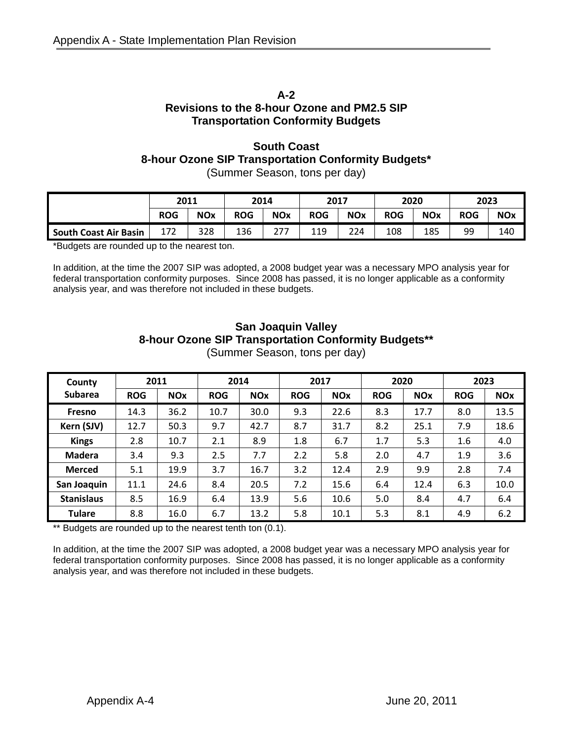## A-2
## Revisions to the 8-hour Ozone and PM2.5 SIP Transportation Conformity Budgets

### South Coast
### 8-hour Ozone SIP Transportation Conformity Budgets*
(Summer Season, tons per day)

| | 2011 | | 2014 | | 2017 | | 2020 | | 2023 | |
|---|---|---|---|---|---|---|---|---|---|---|
| | ROG | NOx | ROG | NOx | ROG | NOx | ROG | NOx | ROG | NOx |
| South Coast Air Basin | 172 | 328 | 136 | 277 | 119 | 224 | 108 | 185 | 99 | 140 |

*Budgets are rounded up to the nearest ton.

In addition, at the time the 2007 SIP was adopted, a 2008 budget year was a necessary MPO analysis year for federal transportation conformity purposes. Since 2008 has passed, it is no longer applicable as a conformity analysis year, and was therefore not included in these budgets.

### San Joaquin Valley
### 8-hour Ozone SIP Transportation Conformity Budgets**
(Summer Season, tons per day)

| County Subarea | 2011 | | 2014 | | 2017 | | 2020 | | 2023 | |
|---|---|---|---|---|---|---|---|---|---|---|
| | ROG | NOx | ROG | NOx | ROG | NOx | ROG | NOx | ROG | NOx |
| Fresno | 14.3 | 36.2 | 10.7 | 30.0 | 9.3 | 22.6 | 8.3 | 17.7 | 8.0 | 13.5 |
| Kern (SJV) | 12.7 | 50.3 | 9.7 | 42.7 | 8.7 | 31.7 | 8.2 | 25.1 | 7.9 | 18.6 |
| Kings | 2.8 | 10.7 | 2.1 | 8.9 | 1.8 | 6.7 | 1.7 | 5.3 | 1.6 | 4.0 |
| Madera | 3.4 | 9.3 | 2.5 | 7.7 | 2.2 | 5.8 | 2.0 | 4.7 | 1.9 | 3.6 |
| Merced | 5.1 | 19.9 | 3.7 | 16.7 | 3.2 | 12.4 | 2.9 | 9.9 | 2.8 | 7.4 |
| San Joaquin | 11.1 | 24.6 | 8.4 | 20.5 | 7.2 | 15.6 | 6.4 | 12.4 | 6.3 | 10.0 |
| Stanislaus | 8.5 | 16.9 | 6.4 | 13.9 | 5.6 | 10.6 | 5.0 | 8.4 | 4.7 | 6.4 |
| Tulare | 8.8 | 16.0 | 6.7 | 13.2 | 5.8 | 10.1 | 5.3 | 8.1 | 4.9 | 6.2 |

** Budgets are rounded up to the nearest tenth ton (0.1).

In addition, at the time the 2007 SIP was adopted, a 2008 budget year was a necessary MPO analysis year for federal transportation conformity purposes. Since 2008 has passed, it is no longer applicable as a conformity analysis year, and was therefore not included in these budgets.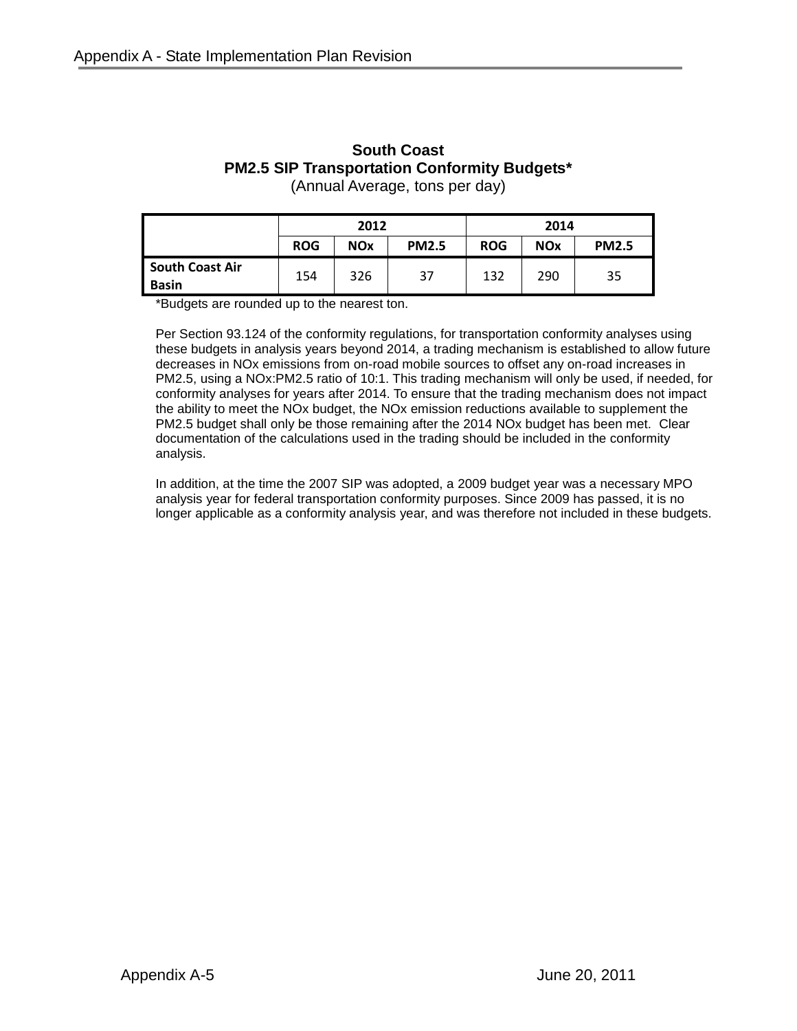**South Coast**
**PM2.5 SIP Transportation Conformity Budgets***
(Annual Average, tons per day)

| | 2012 | | | 2014 | | |
|---|---|---|---|---|---|---|
| | **ROG** | **NOx** | **PM2.5** | **ROG** | **NOx** | **PM2.5** |
| **South Coast Air Basin** | 154 | 326 | 37 | 132 | 290 | 35 |

*Budgets are rounded up to the nearest ton.

Per Section 93.124 of the conformity regulations, for transportation conformity analyses using these budgets in analysis years beyond 2014, a trading mechanism is established to allow future decreases in NOx emissions from on-road mobile sources to offset any on-road increases in PM2.5, using a NOx:PM2.5 ratio of 10:1. This trading mechanism will only be used, if needed, for conformity analyses for years after 2014. To ensure that the trading mechanism does not impact the ability to meet the NOx budget, the NOx emission reductions available to supplement the PM2.5 budget shall only be those remaining after the 2014 NOx budget has been met. Clear documentation of the calculations used in the trading should be included in the conformity analysis.

In addition, at the time the 2007 SIP was adopted, a 2009 budget year was a necessary MPO analysis year for federal transportation conformity purposes. Since 2009 has passed, it is no longer applicable as a conformity analysis year, and was therefore not included in these budgets.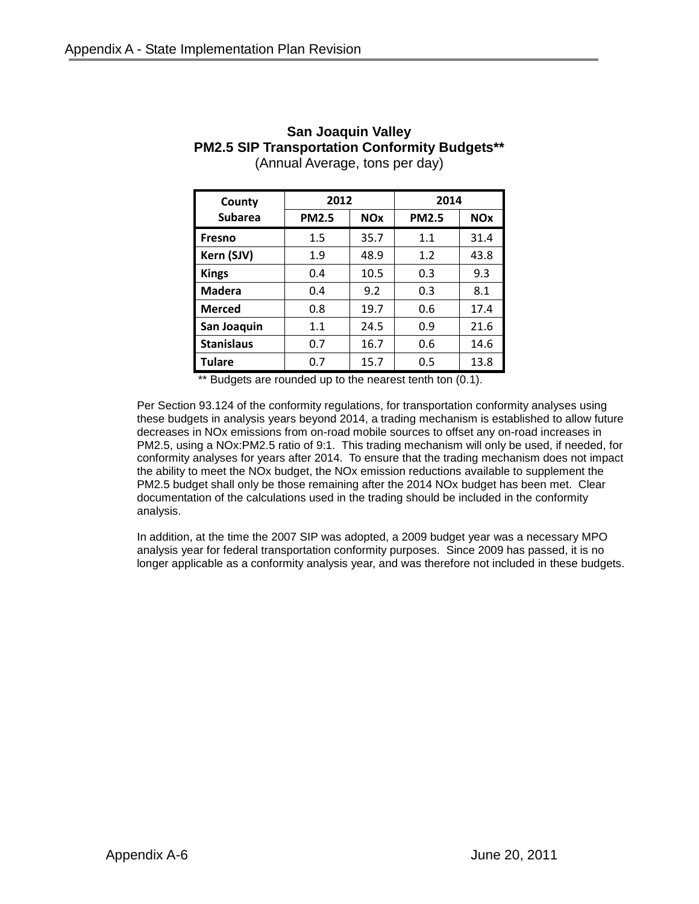**San Joaquin Valley**
**PM2.5 SIP Transportation Conformity Budgets\*\***
(Annual Average, tons per day)

| County Subarea | 2012 | | 2014 | |
|---|---|---|---|---|
| | PM2.5 | NOx | PM2.5 | NOx |
| **Fresno** | 1.5 | 35.7 | 1.1 | 31.4 |
| **Kern (SJV)** | 1.9 | 48.9 | 1.2 | 43.8 |
| **Kings** | 0.4 | 10.5 | 0.3 | 9.3 |
| **Madera** | 0.4 | 9.2 | 0.3 | 8.1 |
| **Merced** | 0.8 | 19.7 | 0.6 | 17.4 |
| **San Joaquin** | 1.1 | 24.5 | 0.9 | 21.6 |
| **Stanislaus** | 0.7 | 16.7 | 0.6 | 14.6 |
| **Tulare** | 0.7 | 15.7 | 0.5 | 13.8 |

\*\* Budgets are rounded up to the nearest tenth ton (0.1).

Per Section 93.124 of the conformity regulations, for transportation conformity analyses using these budgets in analysis years beyond 2014, a trading mechanism is established to allow future decreases in NOx emissions from on-road mobile sources to offset any on-road increases in PM2.5, using a NOx:PM2.5 ratio of 9:1. This trading mechanism will only be used, if needed, for conformity analyses for years after 2014. To ensure that the trading mechanism does not impact the ability to meet the NOx budget, the NOx emission reductions available to supplement the PM2.5 budget shall only be those remaining after the 2014 NOx budget has been met. Clear documentation of the calculations used in the trading should be included in the conformity analysis.

In addition, at the time the 2007 SIP was adopted, a 2009 budget year was a necessary MPO analysis year for federal transportation conformity purposes. Since 2009 has passed, it is no longer applicable as a conformity analysis year, and was therefore not included in these budgets.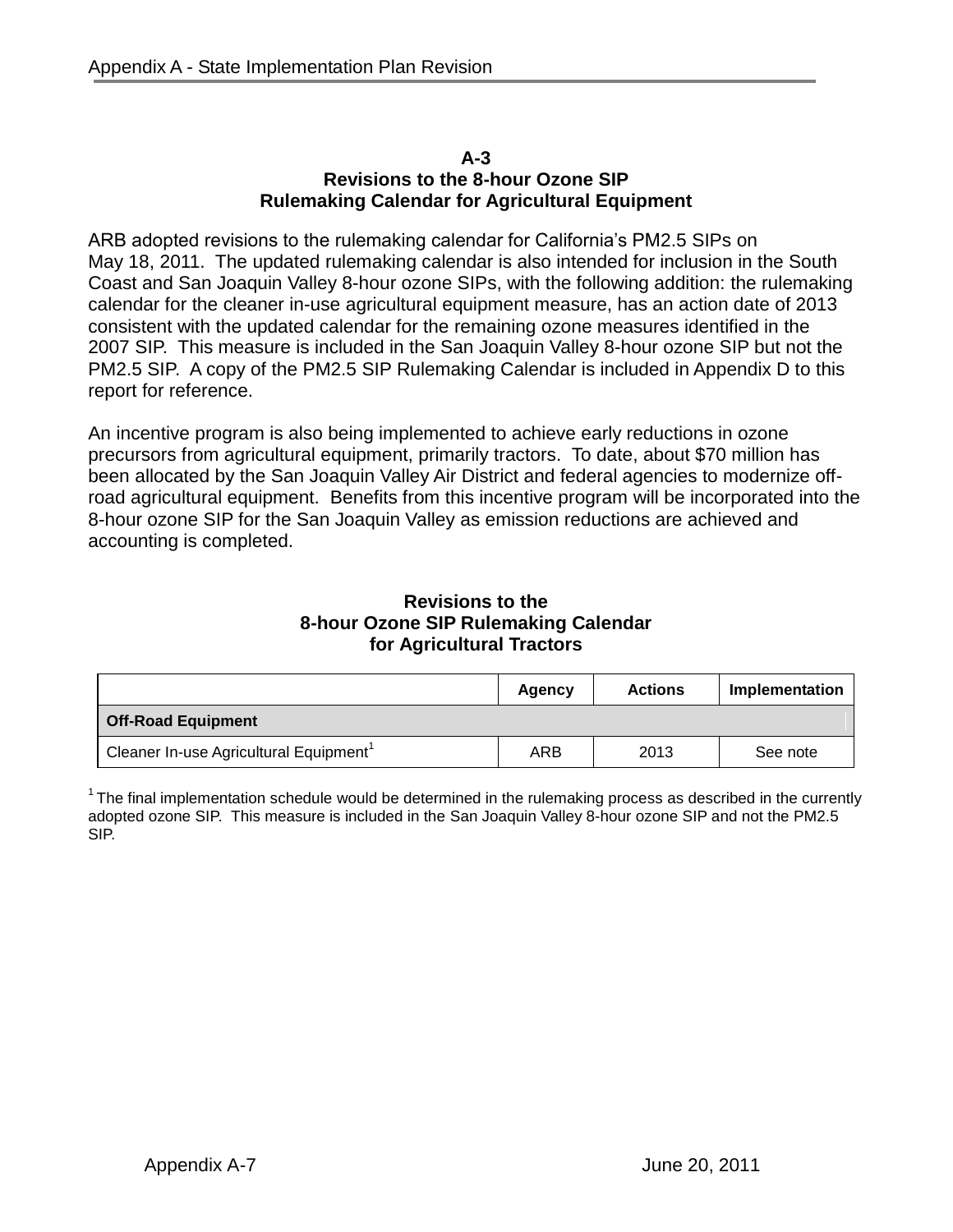## A-3
## Revisions to the 8-hour Ozone SIP
## Rulemaking Calendar for Agricultural Equipment

ARB adopted revisions to the rulemaking calendar for California's PM2.5 SIPs on May 18, 2011. The updated rulemaking calendar is also intended for inclusion in the South Coast and San Joaquin Valley 8-hour ozone SIPs, with the following addition: the rulemaking calendar for the cleaner in-use agricultural equipment measure, has an action date of 2013 consistent with the updated calendar for the remaining ozone measures identified in the 2007 SIP. This measure is included in the San Joaquin Valley 8-hour ozone SIP but not the PM2.5 SIP. A copy of the PM2.5 SIP Rulemaking Calendar is included in Appendix D to this report for reference.

An incentive program is also being implemented to achieve early reductions in ozone precursors from agricultural equipment, primarily tractors. To date, about $70 million has been allocated by the San Joaquin Valley Air District and federal agencies to modernize off-road agricultural equipment. Benefits from this incentive program will be incorporated into the 8-hour ozone SIP for the San Joaquin Valley as emission reductions are achieved and accounting is completed.

**Revisions to the 8-hour Ozone SIP Rulemaking Calendar for Agricultural Tractors**

| | Agency | Actions | Implementation |
|---|---|---|---|
| **Off-Road Equipment** | | | |
| Cleaner In-use Agricultural Equipment[1] | ARB | 2013 | See note |

[1] The final implementation schedule would be determined in the rulemaking process as described in the currently adopted ozone SIP. This measure is included in the San Joaquin Valley 8-hour ozone SIP and not the PM2.5 SIP.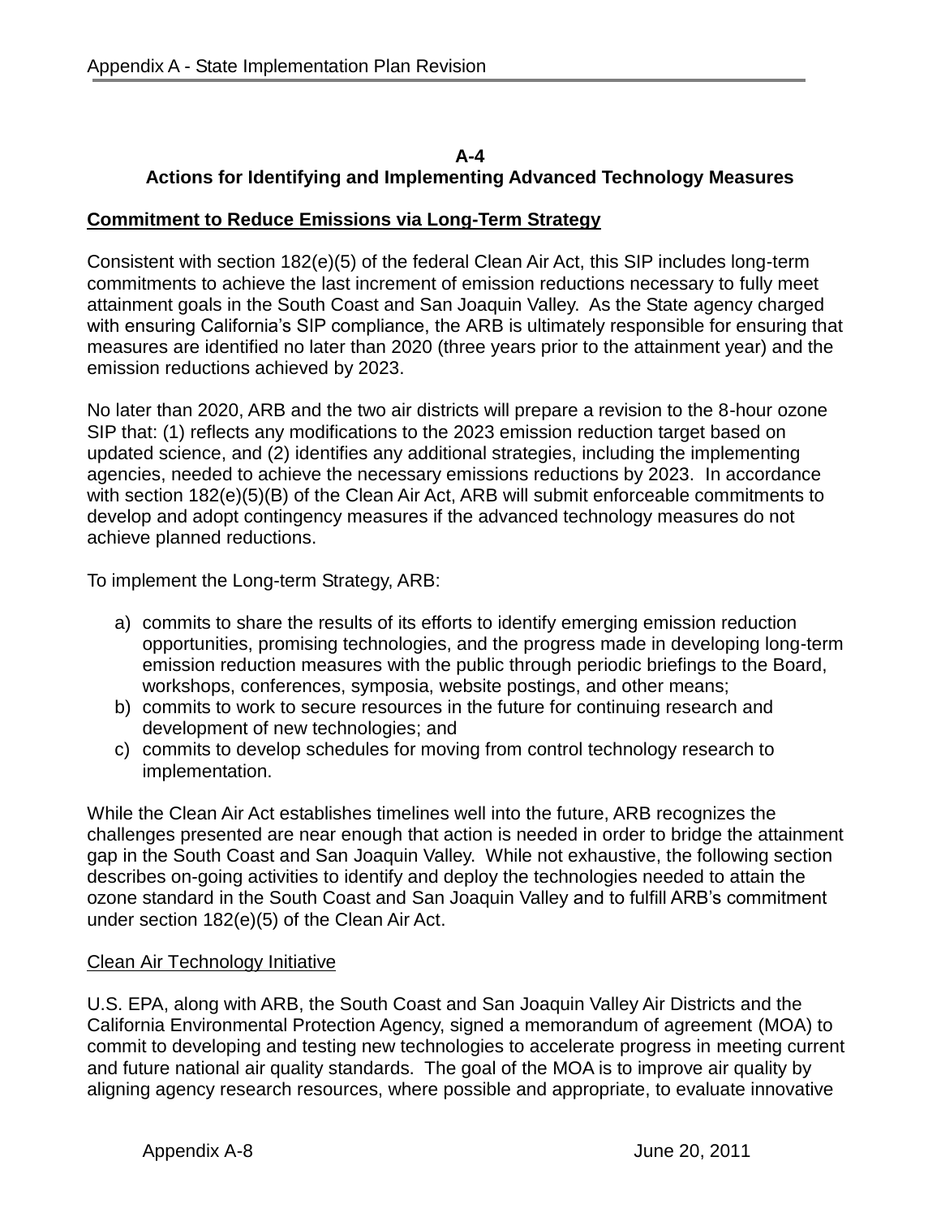## A-4
## Actions for Identifying and Implementing Advanced Technology Measures

**Commitment to Reduce Emissions via Long-Term Strategy**

Consistent with section 182(e)(5) of the federal Clean Air Act, this SIP includes long-term commitments to achieve the last increment of emission reductions necessary to fully meet attainment goals in the South Coast and San Joaquin Valley. As the State agency charged with ensuring California's SIP compliance, the ARB is ultimately responsible for ensuring that measures are identified no later than 2020 (three years prior to the attainment year) and the emission reductions achieved by 2023.

No later than 2020, ARB and the two air districts will prepare a revision to the 8-hour ozone SIP that: (1) reflects any modifications to the 2023 emission reduction target based on updated science, and (2) identifies any additional strategies, including the implementing agencies, needed to achieve the necessary emissions reductions by 2023. In accordance with section 182(e)(5)(B) of the Clean Air Act, ARB will submit enforceable commitments to develop and adopt contingency measures if the advanced technology measures do not achieve planned reductions.

To implement the Long-term Strategy, ARB:

a) commits to share the results of its efforts to identify emerging emission reduction opportunities, promising technologies, and the progress made in developing long-term emission reduction measures with the public through periodic briefings to the Board, workshops, conferences, symposia, website postings, and other means;
b) commits to work to secure resources in the future for continuing research and development of new technologies; and
c) commits to develop schedules for moving from control technology research to implementation.

While the Clean Air Act establishes timelines well into the future, ARB recognizes the challenges presented are near enough that action is needed in order to bridge the attainment gap in the South Coast and San Joaquin Valley. While not exhaustive, the following section describes on-going activities to identify and deploy the technologies needed to attain the ozone standard in the South Coast and San Joaquin Valley and to fulfill ARB's commitment under section 182(e)(5) of the Clean Air Act.

Clean Air Technology Initiative

U.S. EPA, along with ARB, the South Coast and San Joaquin Valley Air Districts and the California Environmental Protection Agency, signed a memorandum of agreement (MOA) to commit to developing and testing new technologies to accelerate progress in meeting current and future national air quality standards. The goal of the MOA is to improve air quality by aligning agency research resources, where possible and appropriate, to evaluate innovative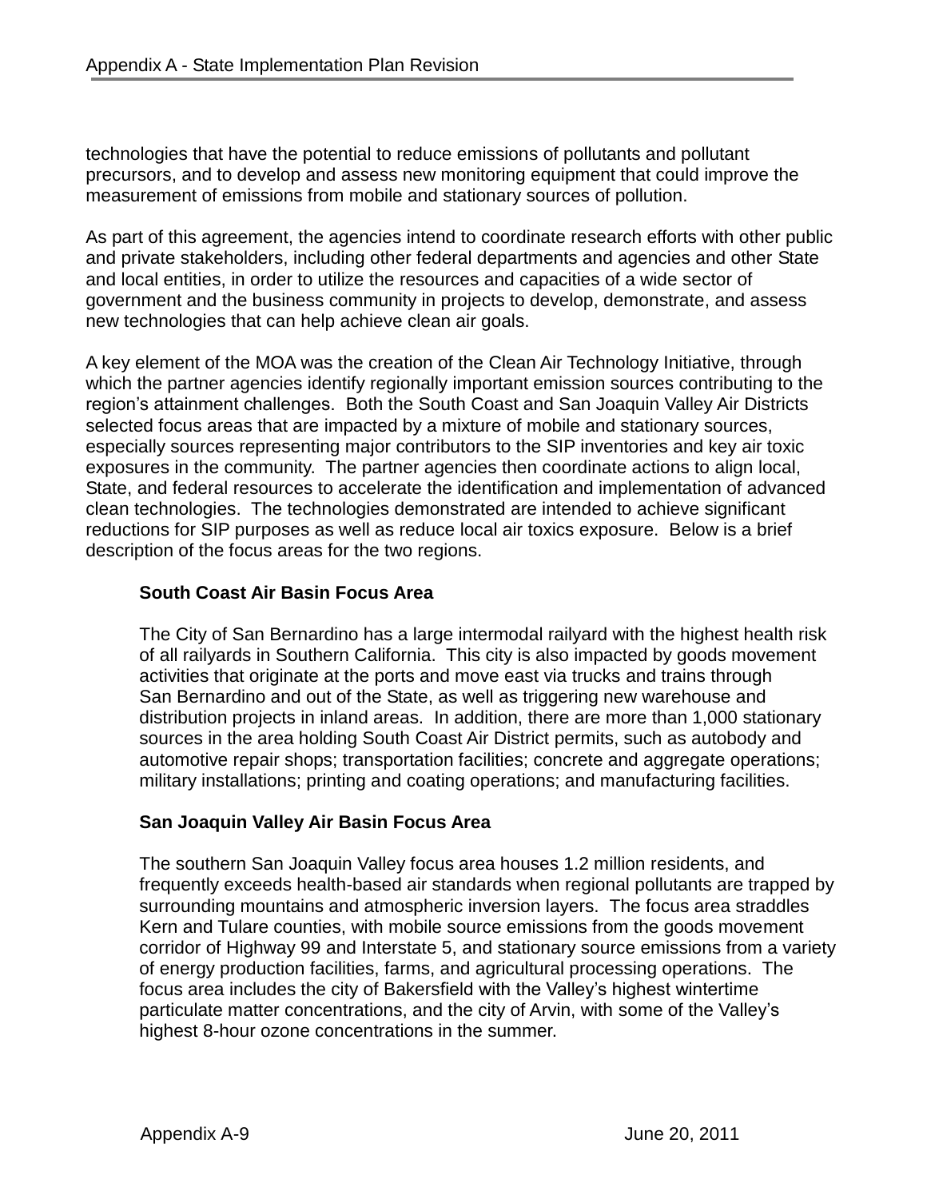technologies that have the potential to reduce emissions of pollutants and pollutant precursors, and to develop and assess new monitoring equipment that could improve the measurement of emissions from mobile and stationary sources of pollution.

As part of this agreement, the agencies intend to coordinate research efforts with other public and private stakeholders, including other federal departments and agencies and other State and local entities, in order to utilize the resources and capacities of a wide sector of government and the business community in projects to develop, demonstrate, and assess new technologies that can help achieve clean air goals.

A key element of the MOA was the creation of the Clean Air Technology Initiative, through which the partner agencies identify regionally important emission sources contributing to the region's attainment challenges. Both the South Coast and San Joaquin Valley Air Districts selected focus areas that are impacted by a mixture of mobile and stationary sources, especially sources representing major contributors to the SIP inventories and key air toxic exposures in the community. The partner agencies then coordinate actions to align local, State, and federal resources to accelerate the identification and implementation of advanced clean technologies. The technologies demonstrated are intended to achieve significant reductions for SIP purposes as well as reduce local air toxics exposure. Below is a brief description of the focus areas for the two regions.

**South Coast Air Basin Focus Area**

The City of San Bernardino has a large intermodal railyard with the highest health risk of all railyards in Southern California. This city is also impacted by goods movement activities that originate at the ports and move east via trucks and trains through San Bernardino and out of the State, as well as triggering new warehouse and distribution projects in inland areas. In addition, there are more than 1,000 stationary sources in the area holding South Coast Air District permits, such as autobody and automotive repair shops; transportation facilities; concrete and aggregate operations; military installations; printing and coating operations; and manufacturing facilities.

**San Joaquin Valley Air Basin Focus Area**

The southern San Joaquin Valley focus area houses 1.2 million residents, and frequently exceeds health-based air standards when regional pollutants are trapped by surrounding mountains and atmospheric inversion layers. The focus area straddles Kern and Tulare counties, with mobile source emissions from the goods movement corridor of Highway 99 and Interstate 5, and stationary source emissions from a variety of energy production facilities, farms, and agricultural processing operations. The focus area includes the city of Bakersfield with the Valley's highest wintertime particulate matter concentrations, and the city of Arvin, with some of the Valley's highest 8-hour ozone concentrations in the summer.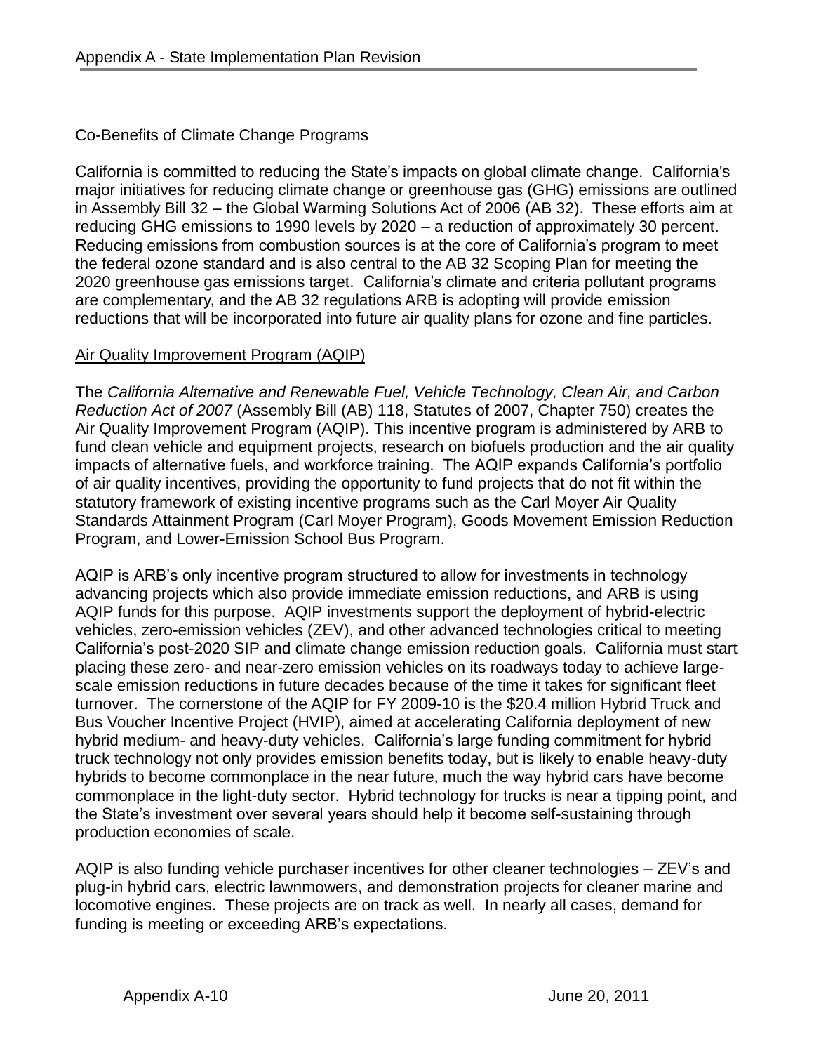Co-Benefits of Climate Change Programs

California is committed to reducing the State's impacts on global climate change. California's major initiatives for reducing climate change or greenhouse gas (GHG) emissions are outlined in Assembly Bill 32 – the Global Warming Solutions Act of 2006 (AB 32). These efforts aim at reducing GHG emissions to 1990 levels by 2020 – a reduction of approximately 30 percent. Reducing emissions from combustion sources is at the core of California's program to meet the federal ozone standard and is also central to the AB 32 Scoping Plan for meeting the 2020 greenhouse gas emissions target. California's climate and criteria pollutant programs are complementary, and the AB 32 regulations ARB is adopting will provide emission reductions that will be incorporated into future air quality plans for ozone and fine particles.

Air Quality Improvement Program (AQIP)

The *California Alternative and Renewable Fuel, Vehicle Technology, Clean Air, and Carbon Reduction Act of 2007* (Assembly Bill (AB) 118, Statutes of 2007, Chapter 750) creates the Air Quality Improvement Program (AQIP). This incentive program is administered by ARB to fund clean vehicle and equipment projects, research on biofuels production and the air quality impacts of alternative fuels, and workforce training. The AQIP expands California's portfolio of air quality incentives, providing the opportunity to fund projects that do not fit within the statutory framework of existing incentive programs such as the Carl Moyer Air Quality Standards Attainment Program (Carl Moyer Program), Goods Movement Emission Reduction Program, and Lower-Emission School Bus Program.

AQIP is ARB's only incentive program structured to allow for investments in technology advancing projects which also provide immediate emission reductions, and ARB is using AQIP funds for this purpose. AQIP investments support the deployment of hybrid-electric vehicles, zero-emission vehicles (ZEV), and other advanced technologies critical to meeting California's post-2020 SIP and climate change emission reduction goals. California must start placing these zero- and near-zero emission vehicles on its roadways today to achieve large-scale emission reductions in future decades because of the time it takes for significant fleet turnover. The cornerstone of the AQIP for FY 2009-10 is the $20.4 million Hybrid Truck and Bus Voucher Incentive Project (HVIP), aimed at accelerating California deployment of new hybrid medium- and heavy-duty vehicles. California's large funding commitment for hybrid truck technology not only provides emission benefits today, but is likely to enable heavy-duty hybrids to become commonplace in the near future, much the way hybrid cars have become commonplace in the light-duty sector. Hybrid technology for trucks is near a tipping point, and the State's investment over several years should help it become self-sustaining through production economies of scale.

AQIP is also funding vehicle purchaser incentives for other cleaner technologies – ZEV's and plug-in hybrid cars, electric lawnmowers, and demonstration projects for cleaner marine and locomotive engines. These projects are on track as well. In nearly all cases, demand for funding is meeting or exceeding ARB's expectations.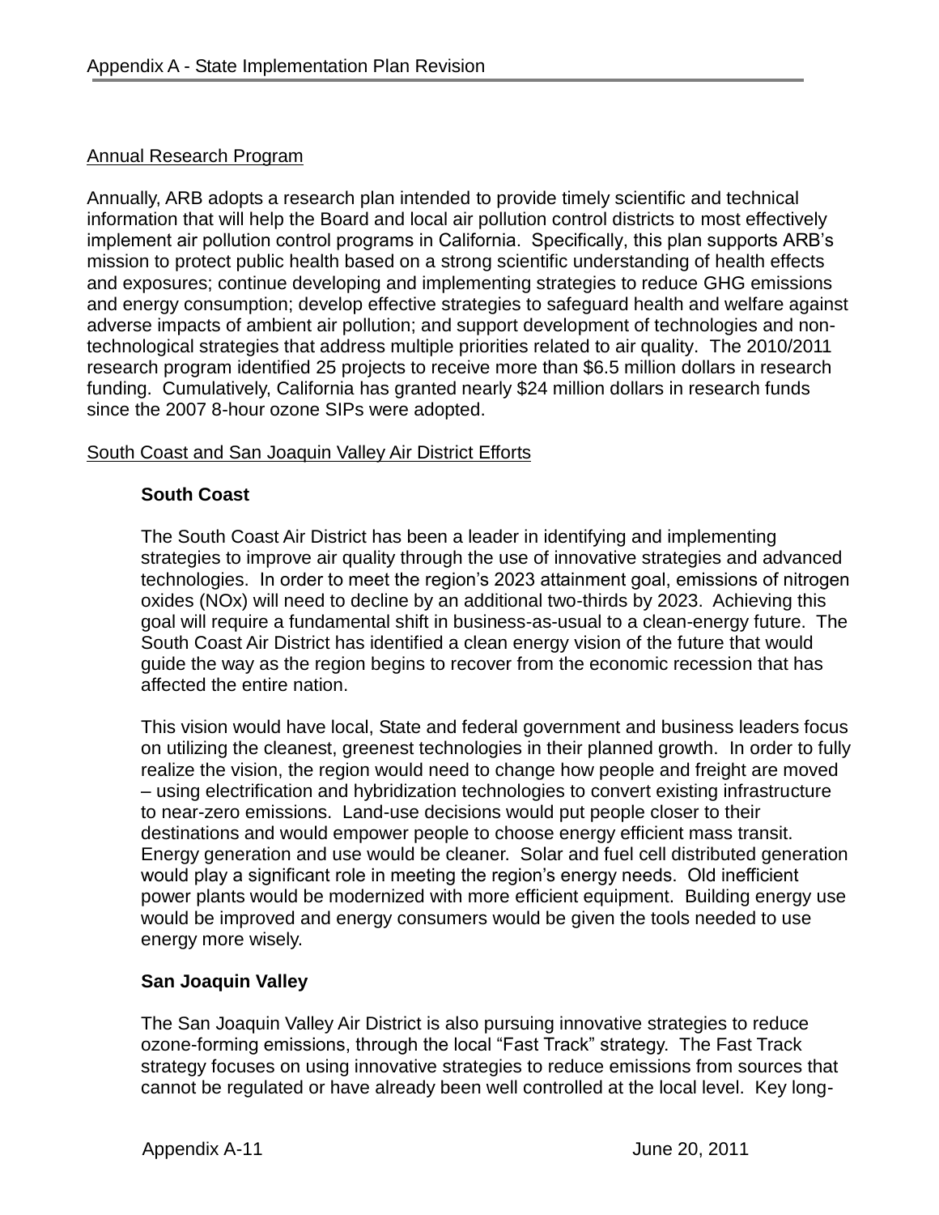Annual Research Program

Annually, ARB adopts a research plan intended to provide timely scientific and technical information that will help the Board and local air pollution control districts to most effectively implement air pollution control programs in California. Specifically, this plan supports ARB's mission to protect public health based on a strong scientific understanding of health effects and exposures; continue developing and implementing strategies to reduce GHG emissions and energy consumption; develop effective strategies to safeguard health and welfare against adverse impacts of ambient air pollution; and support development of technologies and non-technological strategies that address multiple priorities related to air quality. The 2010/2011 research program identified 25 projects to receive more than $6.5 million dollars in research funding. Cumulatively, California has granted nearly $24 million dollars in research funds since the 2007 8-hour ozone SIPs were adopted.

South Coast and San Joaquin Valley Air District Efforts

**South Coast**

The South Coast Air District has been a leader in identifying and implementing strategies to improve air quality through the use of innovative strategies and advanced technologies. In order to meet the region's 2023 attainment goal, emissions of nitrogen oxides (NOx) will need to decline by an additional two-thirds by 2023. Achieving this goal will require a fundamental shift in business-as-usual to a clean-energy future. The South Coast Air District has identified a clean energy vision of the future that would guide the way as the region begins to recover from the economic recession that has affected the entire nation.

This vision would have local, State and federal government and business leaders focus on utilizing the cleanest, greenest technologies in their planned growth. In order to fully realize the vision, the region would need to change how people and freight are moved – using electrification and hybridization technologies to convert existing infrastructure to near-zero emissions. Land-use decisions would put people closer to their destinations and would empower people to choose energy efficient mass transit. Energy generation and use would be cleaner. Solar and fuel cell distributed generation would play a significant role in meeting the region's energy needs. Old inefficient power plants would be modernized with more efficient equipment. Building energy use would be improved and energy consumers would be given the tools needed to use energy more wisely.

**San Joaquin Valley**

The San Joaquin Valley Air District is also pursuing innovative strategies to reduce ozone-forming emissions, through the local "Fast Track" strategy. The Fast Track strategy focuses on using innovative strategies to reduce emissions from sources that cannot be regulated or have already been well controlled at the local level. Key long-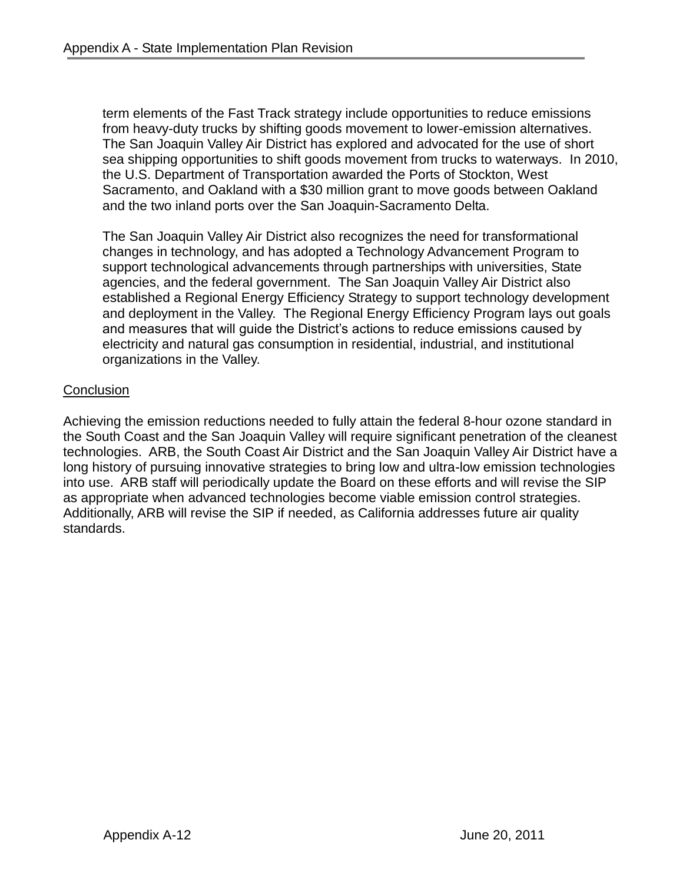term elements of the Fast Track strategy include opportunities to reduce emissions from heavy-duty trucks by shifting goods movement to lower-emission alternatives. The San Joaquin Valley Air District has explored and advocated for the use of short sea shipping opportunities to shift goods movement from trucks to waterways. In 2010, the U.S. Department of Transportation awarded the Ports of Stockton, West Sacramento, and Oakland with a $30 million grant to move goods between Oakland and the two inland ports over the San Joaquin-Sacramento Delta.

The San Joaquin Valley Air District also recognizes the need for transformational changes in technology, and has adopted a Technology Advancement Program to support technological advancements through partnerships with universities, State agencies, and the federal government. The San Joaquin Valley Air District also established a Regional Energy Efficiency Strategy to support technology development and deployment in the Valley. The Regional Energy Efficiency Program lays out goals and measures that will guide the District's actions to reduce emissions caused by electricity and natural gas consumption in residential, industrial, and institutional organizations in the Valley.

## Conclusion

Achieving the emission reductions needed to fully attain the federal 8-hour ozone standard in the South Coast and the San Joaquin Valley will require significant penetration of the cleanest technologies. ARB, the South Coast Air District and the San Joaquin Valley Air District have a long history of pursuing innovative strategies to bring low and ultra-low emission technologies into use. ARB staff will periodically update the Board on these efforts and will revise the SIP as appropriate when advanced technologies become viable emission control strategies. Additionally, ARB will revise the SIP if needed, as California addresses future air quality standards.